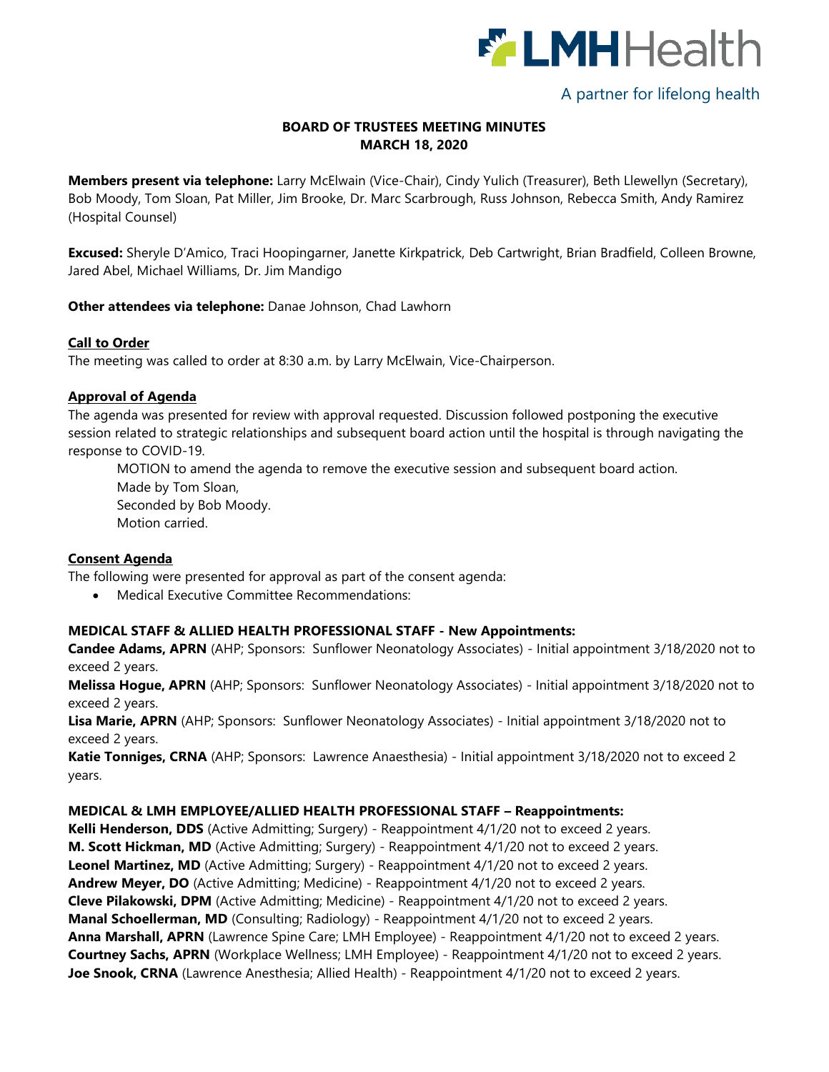LMHHealth

A partner for lifelong health

# BOARD OF TRUSTEES MEETING MINUTES
# MARCH 18, 2020

**Members present via telephone:** Larry McElwain (Vice-Chair), Cindy Yulich (Treasurer), Beth Llewellyn (Secretary), Bob Moody, Tom Sloan, Pat Miller, Jim Brooke, Dr. Marc Scarbrough, Russ Johnson, Rebecca Smith, Andy Ramirez (Hospital Counsel)

**Excused:** Sheryle D'Amico, Traci Hoopingarner, Janette Kirkpatrick, Deb Cartwright, Brian Bradfield, Colleen Browne, Jared Abel, Michael Williams, Dr. Jim Mandigo

**Other attendees via telephone:** Danae Johnson, Chad Lawhorn

## Call to Order

The meeting was called to order at 8:30 a.m. by Larry McElwain, Vice-Chairperson.

## Approval of Agenda

The agenda was presented for review with approval requested. Discussion followed postponing the executive session related to strategic relationships and subsequent board action until the hospital is through navigating the response to COVID-19.

MOTION to amend the agenda to remove the executive session and subsequent board action.
Made by Tom Sloan,
Seconded by Bob Moody.
Motion carried.

## Consent Agenda

The following were presented for approval as part of the consent agenda:

- Medical Executive Committee Recommendations:

**MEDICAL STAFF & ALLIED HEALTH PROFESSIONAL STAFF - New Appointments:**

**Candee Adams, APRN** (AHP; Sponsors: Sunflower Neonatology Associates) - Initial appointment 3/18/2020 not to exceed 2 years.

**Melissa Hogue, APRN** (AHP; Sponsors: Sunflower Neonatology Associates) - Initial appointment 3/18/2020 not to exceed 2 years.

**Lisa Marie, APRN** (AHP; Sponsors: Sunflower Neonatology Associates) - Initial appointment 3/18/2020 not to exceed 2 years.

**Katie Tonniges, CRNA** (AHP; Sponsors: Lawrence Anaesthesia) - Initial appointment 3/18/2020 not to exceed 2 years.

**MEDICAL & LMH EMPLOYEE/ALLIED HEALTH PROFESSIONAL STAFF – Reappointments:**

**Kelli Henderson, DDS** (Active Admitting; Surgery) - Reappointment 4/1/20 not to exceed 2 years.
**M. Scott Hickman, MD** (Active Admitting; Surgery) - Reappointment 4/1/20 not to exceed 2 years.
**Leonel Martinez, MD** (Active Admitting; Surgery) - Reappointment 4/1/20 not to exceed 2 years.
**Andrew Meyer, DO** (Active Admitting; Medicine) - Reappointment 4/1/20 not to exceed 2 years.
**Cleve Pilakowski, DPM** (Active Admitting; Medicine) - Reappointment 4/1/20 not to exceed 2 years.
**Manal Schoellerman, MD** (Consulting; Radiology) - Reappointment 4/1/20 not to exceed 2 years.
**Anna Marshall, APRN** (Lawrence Spine Care; LMH Employee) - Reappointment 4/1/20 not to exceed 2 years.
**Courtney Sachs, APRN** (Workplace Wellness; LMH Employee) - Reappointment 4/1/20 not to exceed 2 years.
**Joe Snook, CRNA** (Lawrence Anesthesia; Allied Health) - Reappointment 4/1/20 not to exceed 2 years.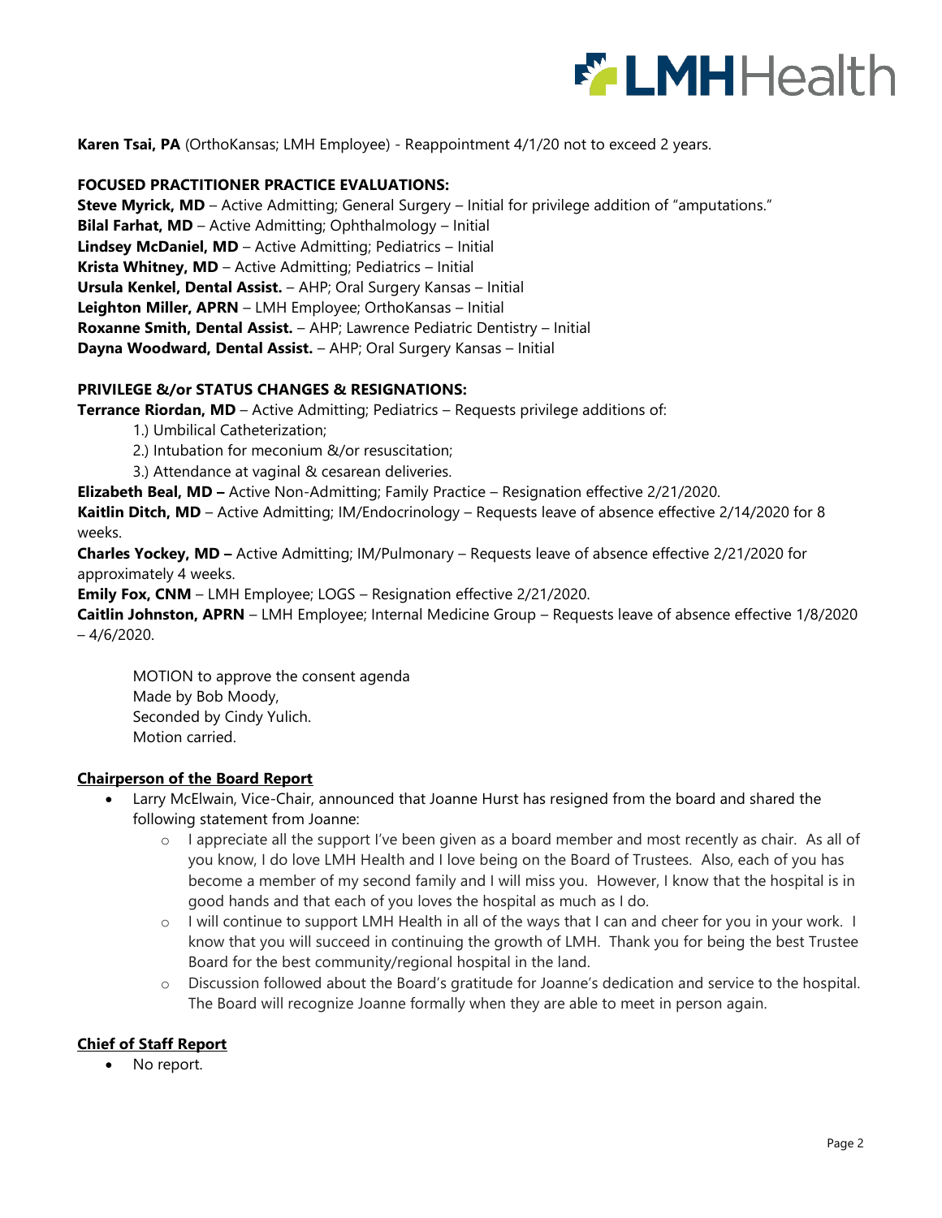**Karen Tsai, PA** (OrthoKansas; LMH Employee) - Reappointment 4/1/20 not to exceed 2 years.

**FOCUSED PRACTITIONER PRACTICE EVALUATIONS:**

**Steve Myrick, MD** – Active Admitting; General Surgery – Initial for privilege addition of "amputations."
**Bilal Farhat, MD** – Active Admitting; Ophthalmology – Initial
**Lindsey McDaniel, MD** – Active Admitting; Pediatrics – Initial
**Krista Whitney, MD** – Active Admitting; Pediatrics – Initial
**Ursula Kenkel, Dental Assist.** – AHP; Oral Surgery Kansas – Initial
**Leighton Miller, APRN** – LMH Employee; OrthoKansas – Initial
**Roxanne Smith, Dental Assist.** – AHP; Lawrence Pediatric Dentistry – Initial
**Dayna Woodward, Dental Assist.** – AHP; Oral Surgery Kansas – Initial

**PRIVILEGE &/or STATUS CHANGES & RESIGNATIONS:**

**Terrance Riordan, MD** – Active Admitting; Pediatrics – Requests privilege additions of:

1.) Umbilical Catheterization;
2.) Intubation for meconium &/or resuscitation;
3.) Attendance at vaginal & cesarean deliveries.

**Elizabeth Beal, MD –** Active Non-Admitting; Family Practice – Resignation effective 2/21/2020.
**Kaitlin Ditch, MD** – Active Admitting; IM/Endocrinology – Requests leave of absence effective 2/14/2020 for 8 weeks.
**Charles Yockey, MD –** Active Admitting; IM/Pulmonary – Requests leave of absence effective 2/21/2020 for approximately 4 weeks.
**Emily Fox, CNM** – LMH Employee; LOGS – Resignation effective 2/21/2020.
**Caitlin Johnston, APRN** – LMH Employee; Internal Medicine Group – Requests leave of absence effective 1/8/2020 – 4/6/2020.

MOTION to approve the consent agenda
Made by Bob Moody,
Seconded by Cindy Yulich.
Motion carried.

## Chairperson of the Board Report

- Larry McElwain, Vice-Chair, announced that Joanne Hurst has resigned from the board and shared the following statement from Joanne:
  - I appreciate all the support I've been given as a board member and most recently as chair. As all of you know, I do love LMH Health and I love being on the Board of Trustees. Also, each of you has become a member of my second family and I will miss you. However, I know that the hospital is in good hands and that each of you loves the hospital as much as I do.
  - I will continue to support LMH Health in all of the ways that I can and cheer for you in your work. I know that you will succeed in continuing the growth of LMH. Thank you for being the best Trustee Board for the best community/regional hospital in the land.
  - Discussion followed about the Board's gratitude for Joanne's dedication and service to the hospital. The Board will recognize Joanne formally when they are able to meet in person again.

## Chief of Staff Report

- No report.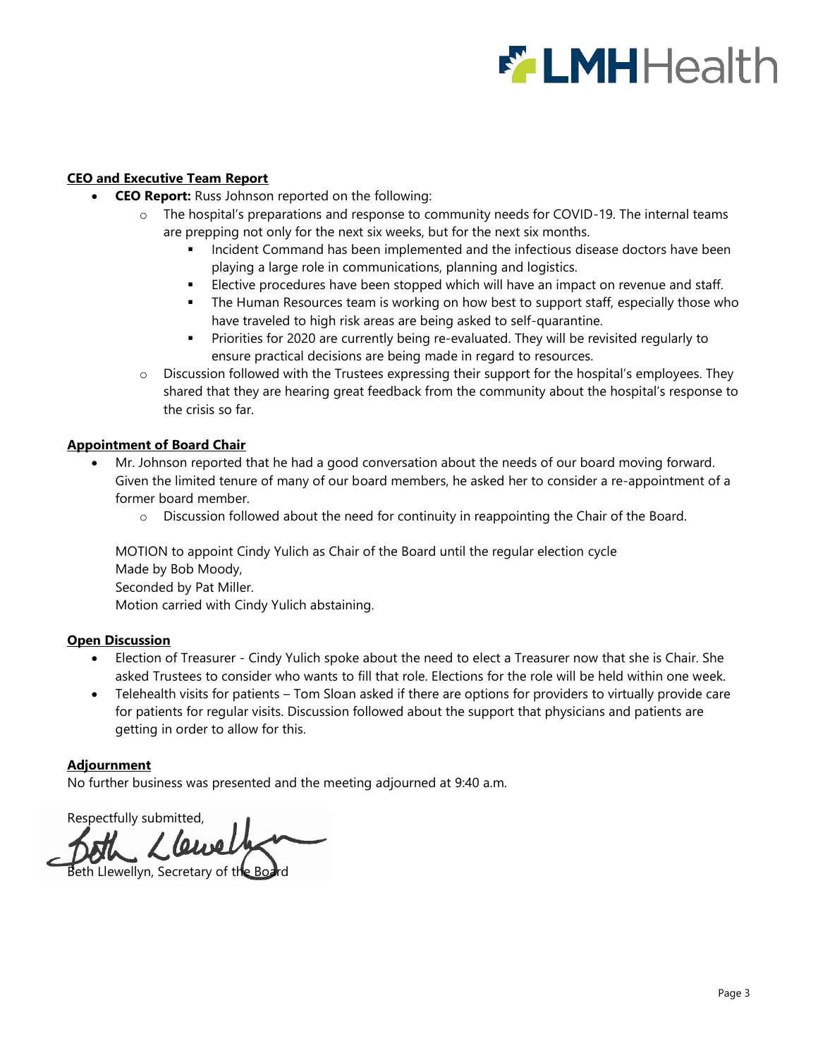**CEO and Executive Team Report**

- **CEO Report:** Russ Johnson reported on the following:
  - The hospital's preparations and response to community needs for COVID-19. The internal teams are prepping not only for the next six weeks, but for the next six months.
    - Incident Command has been implemented and the infectious disease doctors have been playing a large role in communications, planning and logistics.
    - Elective procedures have been stopped which will have an impact on revenue and staff.
    - The Human Resources team is working on how best to support staff, especially those who have traveled to high risk areas are being asked to self-quarantine.
    - Priorities for 2020 are currently being re-evaluated. They will be revisited regularly to ensure practical decisions are being made in regard to resources.
  - Discussion followed with the Trustees expressing their support for the hospital's employees. They shared that they are hearing great feedback from the community about the hospital's response to the crisis so far.

**Appointment of Board Chair**

- Mr. Johnson reported that he had a good conversation about the needs of our board moving forward. Given the limited tenure of many of our board members, he asked her to consider a re-appointment of a former board member.
  - Discussion followed about the need for continuity in reappointing the Chair of the Board.

MOTION to appoint Cindy Yulich as Chair of the Board until the regular election cycle
Made by Bob Moody,
Seconded by Pat Miller.
Motion carried with Cindy Yulich abstaining.

**Open Discussion**

- Election of Treasurer - Cindy Yulich spoke about the need to elect a Treasurer now that she is Chair. She asked Trustees to consider who wants to fill that role. Elections for the role will be held within one week.
- Telehealth visits for patients – Tom Sloan asked if there are options for providers to virtually provide care for patients for regular visits. Discussion followed about the support that physicians and patients are getting in order to allow for this.

**Adjournment**

No further business was presented and the meeting adjourned at 9:40 a.m.

Respectfully submitted,

Beth Llewellyn, Secretary of the Board